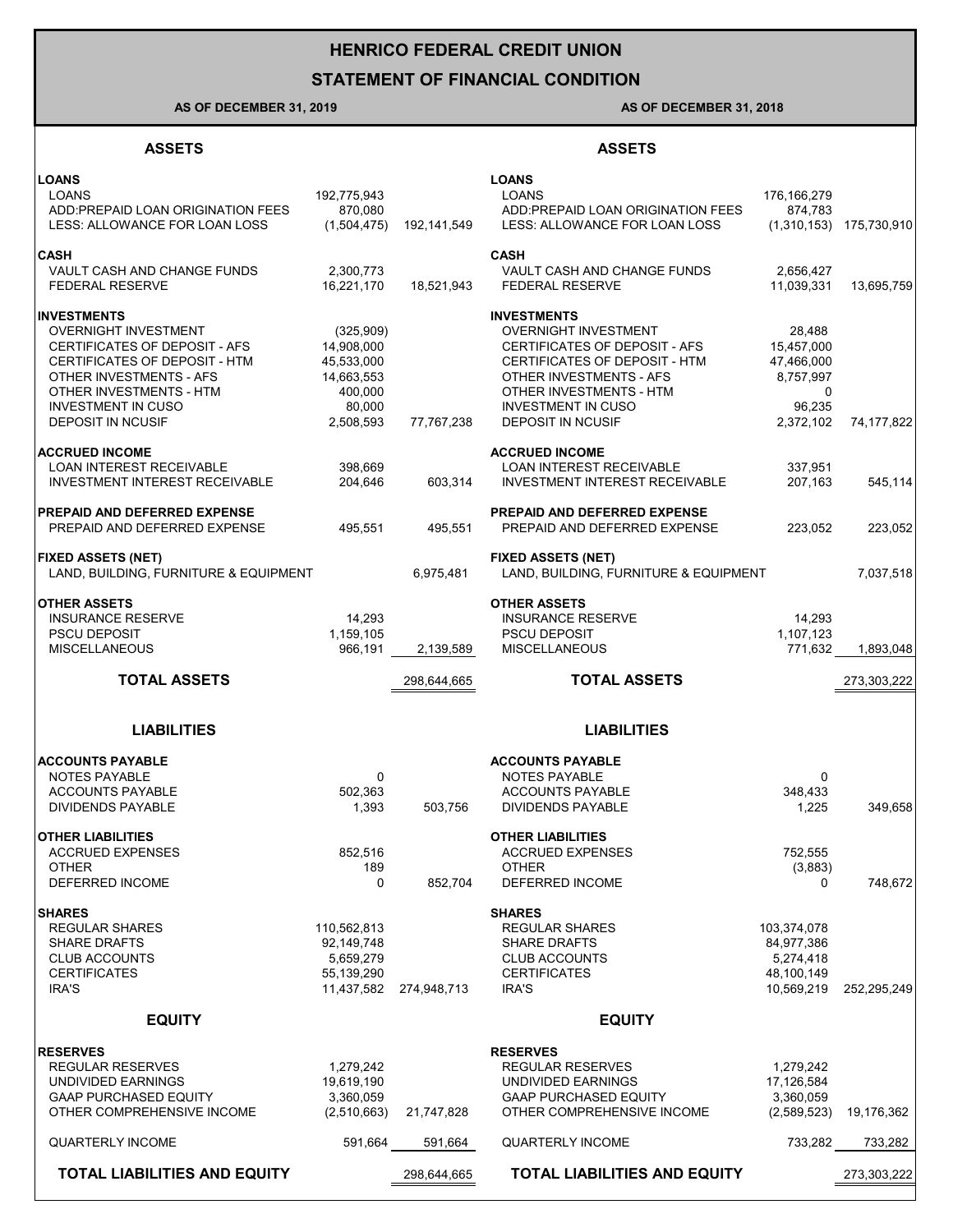# HENRICO FEDERAL CREDIT UNION

## STATEMENT OF FINANCIAL CONDITION

| AS OF DECEMBER 31, 2019 | | | AS OF DECEMBER 31, 2018 | | |
|---|---|---|---|---|---|
| **ASSETS** | | | **ASSETS** | | |
| **LOANS** | | | **LOANS** | | |
| LOANS | 192,775,943 | | LOANS | 176,166,279 | |
| ADD:PREPAID LOAN ORIGINATION FEES | 870,080 | | ADD:PREPAID LOAN ORIGINATION FEES | 874,783 | |
| LESS: ALLOWANCE FOR LOAN LOSS | (1,504,475) | 192,141,549 | LESS: ALLOWANCE FOR LOAN LOSS | (1,310,153) | 175,730,910 |
| **CASH** | | | **CASH** | | |
| VAULT CASH AND CHANGE FUNDS | 2,300,773 | | VAULT CASH AND CHANGE FUNDS | 2,656,427 | |
| FEDERAL RESERVE | 16,221,170 | 18,521,943 | FEDERAL RESERVE | 11,039,331 | 13,695,759 |
| **INVESTMENTS** | | | **INVESTMENTS** | | |
| OVERNIGHT INVESTMENT | (325,909) | | OVERNIGHT INVESTMENT | 28,488 | |
| CERTIFICATES OF DEPOSIT - AFS | 14,908,000 | | CERTIFICATES OF DEPOSIT - AFS | 15,457,000 | |
| CERTIFICATES OF DEPOSIT - HTM | 45,533,000 | | CERTIFICATES OF DEPOSIT - HTM | 47,466,000 | |
| OTHER INVESTMENTS - AFS | 14,663,553 | | OTHER INVESTMENTS - AFS | 8,757,997 | |
| OTHER INVESTMENTS - HTM | 400,000 | | OTHER INVESTMENTS - HTM | 0 | |
| INVESTMENT IN CUSO | 80,000 | | INVESTMENT IN CUSO | 96,235 | |
| DEPOSIT IN NCUSIF | 2,508,593 | 77,767,238 | DEPOSIT IN NCUSIF | 2,372,102 | 74,177,822 |
| **ACCRUED INCOME** | | | **ACCRUED INCOME** | | |
| LOAN INTEREST RECEIVABLE | 398,669 | | LOAN INTEREST RECEIVABLE | 337,951 | |
| INVESTMENT INTEREST RECEIVABLE | 204,646 | 603,314 | INVESTMENT INTEREST RECEIVABLE | 207,163 | 545,114 |
| **PREPAID AND DEFERRED EXPENSE** | | | **PREPAID AND DEFERRED EXPENSE** | | |
| PREPAID AND DEFERRED EXPENSE | 495,551 | 495,551 | PREPAID AND DEFERRED EXPENSE | 223,052 | 223,052 |
| **FIXED ASSETS (NET)** | | | **FIXED ASSETS (NET)** | | |
| LAND, BUILDING, FURNITURE & EQUIPMENT | | 6,975,481 | LAND, BUILDING, FURNITURE & EQUIPMENT | | 7,037,518 |
| **OTHER ASSETS** | | | **OTHER ASSETS** | | |
| INSURANCE RESERVE | 14,293 | | INSURANCE RESERVE | 14,293 | |
| PSCU DEPOSIT | 1,159,105 | | PSCU DEPOSIT | 1,107,123 | |
| MISCELLANEOUS | 966,191 | 2,139,589 | MISCELLANEOUS | 771,632 | 1,893,048 |
| **TOTAL ASSETS** | | 298,644,665 | **TOTAL ASSETS** | | 273,303,222 |
| **LIABILITIES** | | | **LIABILITIES** | | |
| **ACCOUNTS PAYABLE** | | | **ACCOUNTS PAYABLE** | | |
| NOTES PAYABLE | 0 | | NOTES PAYABLE | 0 | |
| ACCOUNTS PAYABLE | 502,363 | | ACCOUNTS PAYABLE | 348,433 | |
| DIVIDENDS PAYABLE | 1,393 | 503,756 | DIVIDENDS PAYABLE | 1,225 | 349,658 |
| **OTHER LIABILITIES** | | | **OTHER LIABILITIES** | | |
| ACCRUED EXPENSES | 852,516 | | ACCRUED EXPENSES | 752,555 | |
| OTHER | 189 | | OTHER | (3,883) | |
| DEFERRED INCOME | 0 | 852,704 | DEFERRED INCOME | 0 | 748,672 |
| **SHARES** | | | **SHARES** | | |
| REGULAR SHARES | 110,562,813 | | REGULAR SHARES | 103,374,078 | |
| SHARE DRAFTS | 92,149,748 | | SHARE DRAFTS | 84,977,386 | |
| CLUB ACCOUNTS | 5,659,279 | | CLUB ACCOUNTS | 5,274,418 | |
| CERTIFICATES | 55,139,290 | | CERTIFICATES | 48,100,149 | |
| IRA'S | 11,437,582 | 274,948,713 | IRA'S | 10,569,219 | 252,295,249 |
| **EQUITY** | | | **EQUITY** | | |
| **RESERVES** | | | **RESERVES** | | |
| REGULAR RESERVES | 1,279,242 | | REGULAR RESERVES | 1,279,242 | |
| UNDIVIDED EARNINGS | 19,619,190 | | UNDIVIDED EARNINGS | 17,126,584 | |
| GAAP PURCHASED EQUITY | 3,360,059 | | GAAP PURCHASED EQUITY | 3,360,059 | |
| OTHER COMPREHENSIVE INCOME | (2,510,663) | 21,747,828 | OTHER COMPREHENSIVE INCOME | (2,589,523) | 19,176,362 |
| QUARTERLY INCOME | 591,664 | 591,664 | QUARTERLY INCOME | 733,282 | 733,282 |
| **TOTAL LIABILITIES AND EQUITY** | | 298,644,665 | **TOTAL LIABILITIES AND EQUITY** | | 273,303,222 |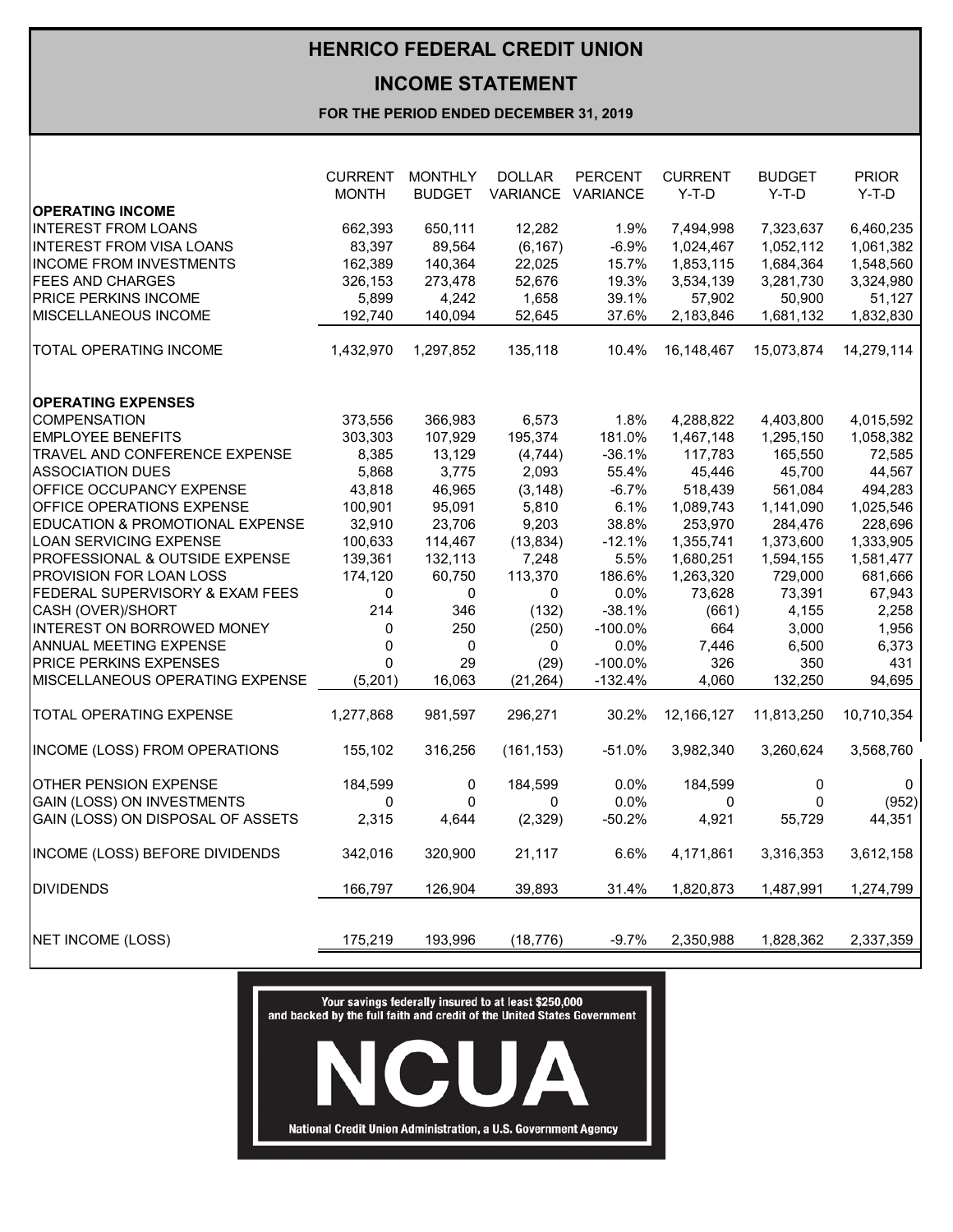# HENRICO FEDERAL CREDIT UNION

## INCOME STATEMENT

**FOR THE PERIOD ENDED DECEMBER 31, 2019**

| | CURRENT MONTH | MONTHLY BUDGET | DOLLAR VARIANCE | PERCENT VARIANCE | CURRENT Y-T-D | BUDGET Y-T-D | PRIOR Y-T-D |
|---|---|---|---|---|---|---|---|
| **OPERATING INCOME** | | | | | | | |
| INTEREST FROM LOANS | 662,393 | 650,111 | 12,282 | 1.9% | 7,494,998 | 7,323,637 | 6,460,235 |
| INTEREST FROM VISA LOANS | 83,397 | 89,564 | (6,167) | -6.9% | 1,024,467 | 1,052,112 | 1,061,382 |
| INCOME FROM INVESTMENTS | 162,389 | 140,364 | 22,025 | 15.7% | 1,853,115 | 1,684,364 | 1,548,560 |
| FEES AND CHARGES | 326,153 | 273,478 | 52,676 | 19.3% | 3,534,139 | 3,281,730 | 3,324,980 |
| PRICE PERKINS INCOME | 5,899 | 4,242 | 1,658 | 39.1% | 57,902 | 50,900 | 51,127 |
| MISCELLANEOUS INCOME | 192,740 | 140,094 | 52,645 | 37.6% | 2,183,846 | 1,681,132 | 1,832,830 |
| TOTAL OPERATING INCOME | 1,432,970 | 1,297,852 | 135,118 | 10.4% | 16,148,467 | 15,073,874 | 14,279,114 |
| **OPERATING EXPENSES** | | | | | | | |
| COMPENSATION | 373,556 | 366,983 | 6,573 | 1.8% | 4,288,822 | 4,403,800 | 4,015,592 |
| EMPLOYEE BENEFITS | 303,303 | 107,929 | 195,374 | 181.0% | 1,467,148 | 1,295,150 | 1,058,382 |
| TRAVEL AND CONFERENCE EXPENSE | 8,385 | 13,129 | (4,744) | -36.1% | 117,783 | 165,550 | 72,585 |
| ASSOCIATION DUES | 5,868 | 3,775 | 2,093 | 55.4% | 45,446 | 45,700 | 44,567 |
| OFFICE OCCUPANCY EXPENSE | 43,818 | 46,965 | (3,148) | -6.7% | 518,439 | 561,084 | 494,283 |
| OFFICE OPERATIONS EXPENSE | 100,901 | 95,091 | 5,810 | 6.1% | 1,089,743 | 1,141,090 | 1,025,546 |
| EDUCATION & PROMOTIONAL EXPENSE | 32,910 | 23,706 | 9,203 | 38.8% | 253,970 | 284,476 | 228,696 |
| LOAN SERVICING EXPENSE | 100,633 | 114,467 | (13,834) | -12.1% | 1,355,741 | 1,373,600 | 1,333,905 |
| PROFESSIONAL & OUTSIDE EXPENSE | 139,361 | 132,113 | 7,248 | 5.5% | 1,680,251 | 1,594,155 | 1,581,477 |
| PROVISION FOR LOAN LOSS | 174,120 | 60,750 | 113,370 | 186.6% | 1,263,320 | 729,000 | 681,666 |
| FEDERAL SUPERVISORY & EXAM FEES | 0 | 0 | 0 | 0.0% | 73,628 | 73,391 | 67,943 |
| CASH (OVER)/SHORT | 214 | 346 | (132) | -38.1% | (661) | 4,155 | 2,258 |
| INTEREST ON BORROWED MONEY | 0 | 250 | (250) | -100.0% | 664 | 3,000 | 1,956 |
| ANNUAL MEETING EXPENSE | 0 | 0 | 0 | 0.0% | 7,446 | 6,500 | 6,373 |
| PRICE PERKINS EXPENSES | 0 | 29 | (29) | -100.0% | 326 | 350 | 431 |
| MISCELLANEOUS OPERATING EXPENSE | (5,201) | 16,063 | (21,264) | -132.4% | 4,060 | 132,250 | 94,695 |
| TOTAL OPERATING EXPENSE | 1,277,868 | 981,597 | 296,271 | 30.2% | 12,166,127 | 11,813,250 | 10,710,354 |
| INCOME (LOSS) FROM OPERATIONS | 155,102 | 316,256 | (161,153) | -51.0% | 3,982,340 | 3,260,624 | 3,568,760 |
| OTHER PENSION EXPENSE | 184,599 | 0 | 184,599 | 0.0% | 184,599 | 0 | 0 |
| GAIN (LOSS) ON INVESTMENTS | 0 | 0 | 0 | 0.0% | 0 | 0 | (952) |
| GAIN (LOSS) ON DISPOSAL OF ASSETS | 2,315 | 4,644 | (2,329) | -50.2% | 4,921 | 55,729 | 44,351 |
| INCOME (LOSS) BEFORE DIVIDENDS | 342,016 | 320,900 | 21,117 | 6.6% | 4,171,861 | 3,316,353 | 3,612,158 |
| DIVIDENDS | 166,797 | 126,904 | 39,893 | 31.4% | 1,820,873 | 1,487,991 | 1,274,799 |
| NET INCOME (LOSS) | 175,219 | 193,996 | (18,776) | -9.7% | 2,350,988 | 1,828,362 | 2,337,359 |

Your savings federally insured to at least $250,000
and backed by the full faith and credit of the United States Government

NCUA

National Credit Union Administration, a U.S. Government Agency